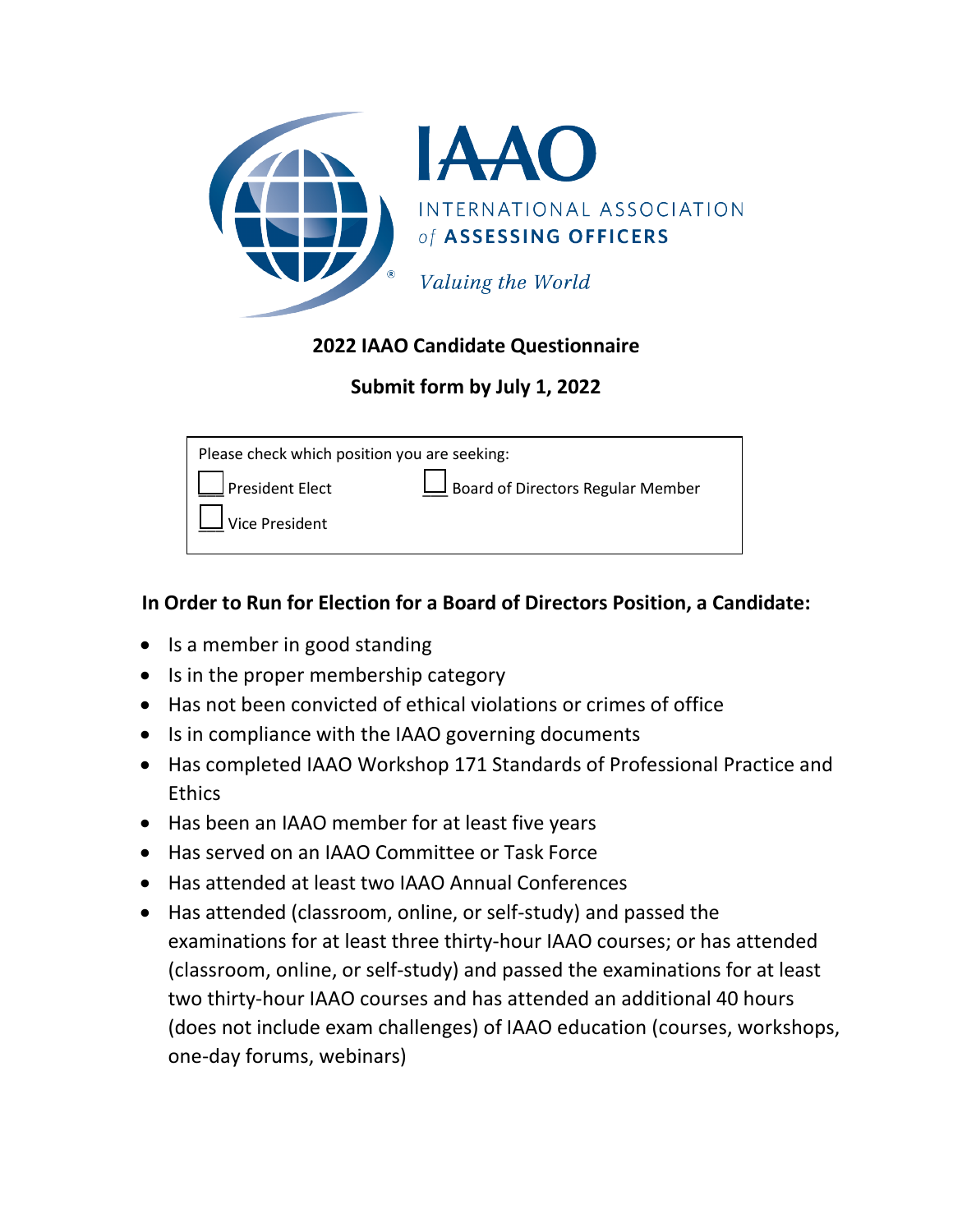IAAO

INTERNATIONAL ASSOCIATION of ASSESSING OFFICERS

*Valuing the World*

# 2022 IAAO Candidate Questionnaire

## Submit form by July 1, 2022

Please check which position you are seeking:

- ☐ President Elect
- ☐ Board of Directors Regular Member
- ☐ Vice President

## In Order to Run for Election for a Board of Directors Position, a Candidate:

- Is a member in good standing
- Is in the proper membership category
- Has not been convicted of ethical violations or crimes of office
- Is in compliance with the IAAO governing documents
- Has completed IAAO Workshop 171 Standards of Professional Practice and Ethics
- Has been an IAAO member for at least five years
- Has served on an IAAO Committee or Task Force
- Has attended at least two IAAO Annual Conferences
- Has attended (classroom, online, or self-study) and passed the examinations for at least three thirty-hour IAAO courses; or has attended (classroom, online, or self-study) and passed the examinations for at least two thirty-hour IAAO courses and has attended an additional 40 hours (does not include exam challenges) of IAAO education (courses, workshops, one-day forums, webinars)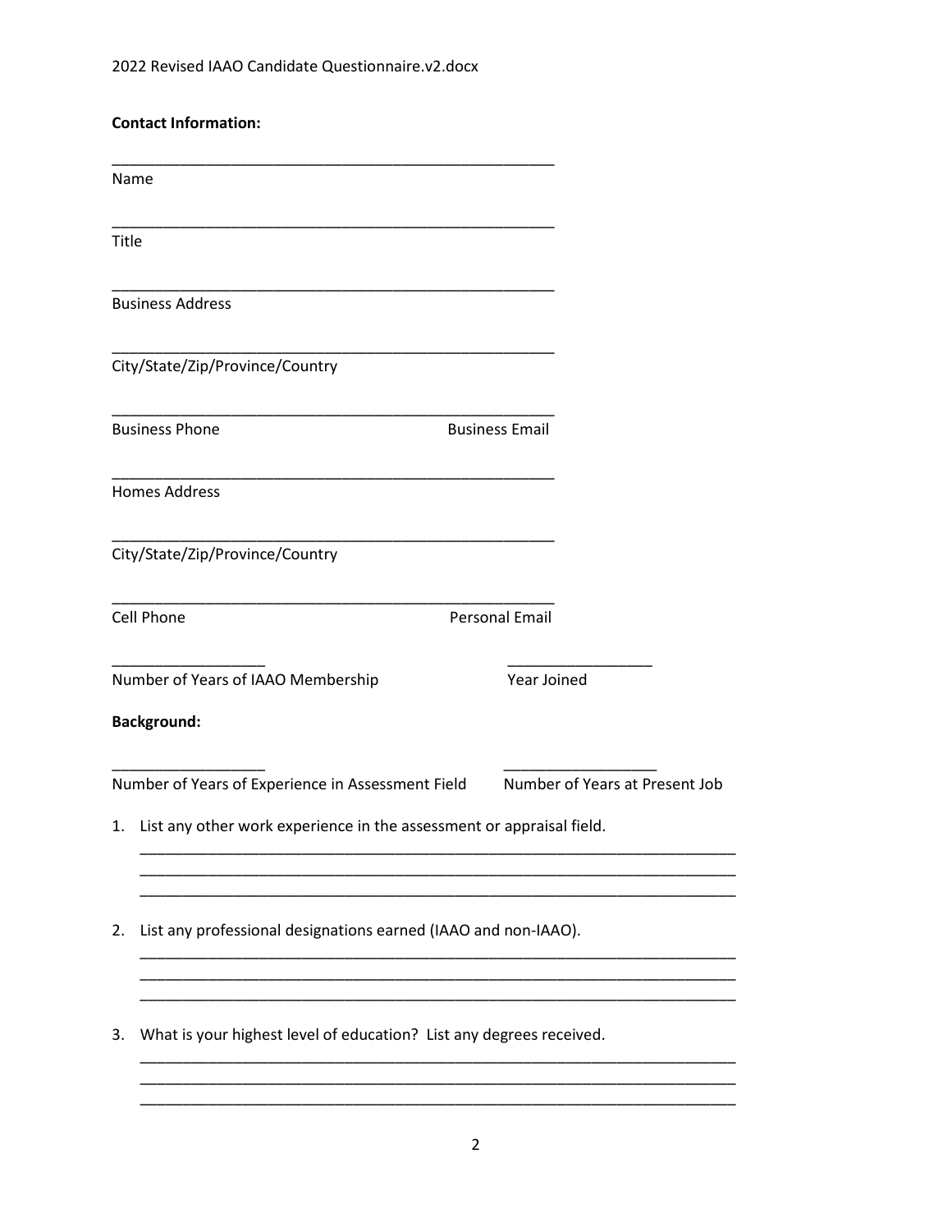**Contact Information:**

\_\_\_\_\_\_\_\_\_\_\_\_\_\_\_\_\_\_\_\_\_\_\_\_\_\_\_\_\_\_\_\_\_\_\_\_\_\_\_\_\_\_\_\_\_\_\_\_\_\_\_\_
Name

\_\_\_\_\_\_\_\_\_\_\_\_\_\_\_\_\_\_\_\_\_\_\_\_\_\_\_\_\_\_\_\_\_\_\_\_\_\_\_\_\_\_\_\_\_\_\_\_\_\_\_\_
Title

\_\_\_\_\_\_\_\_\_\_\_\_\_\_\_\_\_\_\_\_\_\_\_\_\_\_\_\_\_\_\_\_\_\_\_\_\_\_\_\_\_\_\_\_\_\_\_\_\_\_\_\_
Business Address

\_\_\_\_\_\_\_\_\_\_\_\_\_\_\_\_\_\_\_\_\_\_\_\_\_\_\_\_\_\_\_\_\_\_\_\_\_\_\_\_\_\_\_\_\_\_\_\_\_\_\_\_
City/State/Zip/Province/Country

\_\_\_\_\_\_\_\_\_\_\_\_\_\_\_\_\_\_\_\_\_\_\_\_\_\_\_\_\_\_\_\_\_\_\_\_\_\_\_\_\_\_\_\_\_\_\_\_\_\_\_\_
Business Phone                                                Business Email

\_\_\_\_\_\_\_\_\_\_\_\_\_\_\_\_\_\_\_\_\_\_\_\_\_\_\_\_\_\_\_\_\_\_\_\_\_\_\_\_\_\_\_\_\_\_\_\_\_\_\_\_
Homes Address

\_\_\_\_\_\_\_\_\_\_\_\_\_\_\_\_\_\_\_\_\_\_\_\_\_\_\_\_\_\_\_\_\_\_\_\_\_\_\_\_\_\_\_\_\_\_\_\_\_\_\_\_
City/State/Zip/Province/Country

\_\_\_\_\_\_\_\_\_\_\_\_\_\_\_\_\_\_\_\_\_\_\_\_\_\_\_\_\_\_\_\_\_\_\_\_\_\_\_\_\_\_\_\_\_\_\_\_\_\_\_\_
Cell Phone                                                Personal Email

\_\_\_\_\_\_\_\_\_\_\_\_\_\_\_\_\_\_                    \_\_\_\_\_\_\_\_\_\_\_\_\_\_\_\_\_\_
Number of Years of IAAO Membership                    Year Joined

**Background:**

\_\_\_\_\_\_\_\_\_\_\_\_\_\_\_\_\_\_                    \_\_\_\_\_\_\_\_\_\_\_\_\_\_\_\_\_\_
Number of Years of Experience in Assessment Field                    Number of Years at Present Job

1. List any other work experience in the assessment or appraisal field.

   \_\_\_\_\_\_\_\_\_\_\_\_\_\_\_\_\_\_\_\_\_\_\_\_\_\_\_\_\_\_\_\_\_\_\_\_\_\_\_\_\_\_\_\_\_\_\_\_\_\_\_\_\_\_\_\_\_\_\_\_\_\_\_\_\_\_\_\_
   \_\_\_\_\_\_\_\_\_\_\_\_\_\_\_\_\_\_\_\_\_\_\_\_\_\_\_\_\_\_\_\_\_\_\_\_\_\_\_\_\_\_\_\_\_\_\_\_\_\_\_\_\_\_\_\_\_\_\_\_\_\_\_\_\_\_\_\_
   \_\_\_\_\_\_\_\_\_\_\_\_\_\_\_\_\_\_\_\_\_\_\_\_\_\_\_\_\_\_\_\_\_\_\_\_\_\_\_\_\_\_\_\_\_\_\_\_\_\_\_\_\_\_\_\_\_\_\_\_\_\_\_\_\_\_\_\_

2. List any professional designations earned (IAAO and non-IAAO).

   \_\_\_\_\_\_\_\_\_\_\_\_\_\_\_\_\_\_\_\_\_\_\_\_\_\_\_\_\_\_\_\_\_\_\_\_\_\_\_\_\_\_\_\_\_\_\_\_\_\_\_\_\_\_\_\_\_\_\_\_\_\_\_\_\_\_\_\_
   \_\_\_\_\_\_\_\_\_\_\_\_\_\_\_\_\_\_\_\_\_\_\_\_\_\_\_\_\_\_\_\_\_\_\_\_\_\_\_\_\_\_\_\_\_\_\_\_\_\_\_\_\_\_\_\_\_\_\_\_\_\_\_\_\_\_\_\_
   \_\_\_\_\_\_\_\_\_\_\_\_\_\_\_\_\_\_\_\_\_\_\_\_\_\_\_\_\_\_\_\_\_\_\_\_\_\_\_\_\_\_\_\_\_\_\_\_\_\_\_\_\_\_\_\_\_\_\_\_\_\_\_\_\_\_\_\_

3. What is your highest level of education? List any degrees received.

   \_\_\_\_\_\_\_\_\_\_\_\_\_\_\_\_\_\_\_\_\_\_\_\_\_\_\_\_\_\_\_\_\_\_\_\_\_\_\_\_\_\_\_\_\_\_\_\_\_\_\_\_\_\_\_\_\_\_\_\_\_\_\_\_\_\_\_\_
   \_\_\_\_\_\_\_\_\_\_\_\_\_\_\_\_\_\_\_\_\_\_\_\_\_\_\_\_\_\_\_\_\_\_\_\_\_\_\_\_\_\_\_\_\_\_\_\_\_\_\_\_\_\_\_\_\_\_\_\_\_\_\_\_\_\_\_\_
   \_\_\_\_\_\_\_\_\_\_\_\_\_\_\_\_\_\_\_\_\_\_\_\_\_\_\_\_\_\_\_\_\_\_\_\_\_\_\_\_\_\_\_\_\_\_\_\_\_\_\_\_\_\_\_\_\_\_\_\_\_\_\_\_\_\_\_\_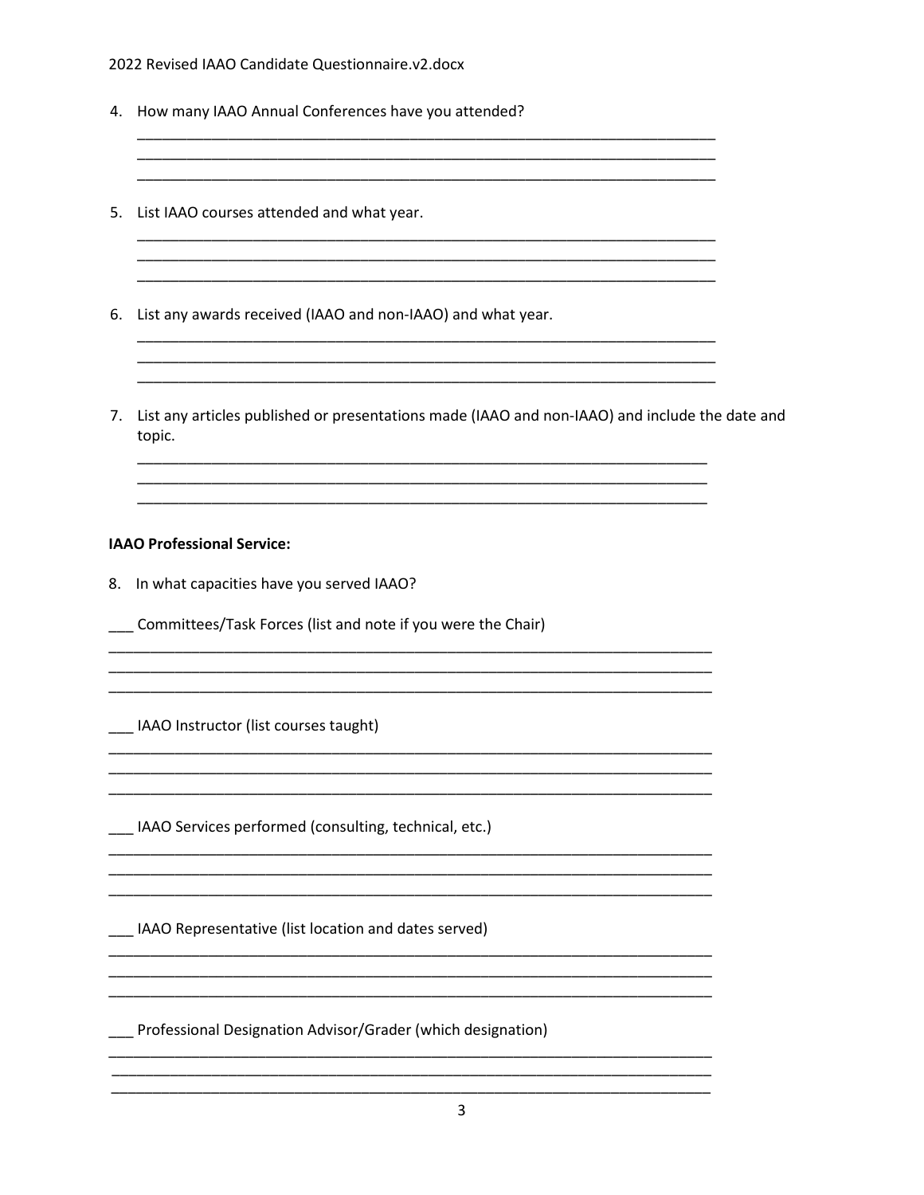4. How many IAAO Annual Conferences have you attended?

_______________________________________________________________________________
_______________________________________________________________________________
_______________________________________________________________________________

5. List IAAO courses attended and what year.

_______________________________________________________________________________
_______________________________________________________________________________
_______________________________________________________________________________

6. List any awards received (IAAO and non-IAAO) and what year.

_______________________________________________________________________________
_______________________________________________________________________________
_______________________________________________________________________________

7. List any articles published or presentations made (IAAO and non-IAAO) and include the date and topic.

_______________________________________________________________________________
_______________________________________________________________________________
_______________________________________________________________________________

**IAAO Professional Service:**

8. In what capacities have you served IAAO?

___ Committees/Task Forces (list and note if you were the Chair)

_______________________________________________________________________________
_______________________________________________________________________________
_______________________________________________________________________________

___ IAAO Instructor (list courses taught)

_______________________________________________________________________________
_______________________________________________________________________________
_______________________________________________________________________________

___ IAAO Services performed (consulting, technical, etc.)

_______________________________________________________________________________
_______________________________________________________________________________
_______________________________________________________________________________

___ IAAO Representative (list location and dates served)

_______________________________________________________________________________
_______________________________________________________________________________
_______________________________________________________________________________

___ Professional Designation Advisor/Grader (which designation)

_______________________________________________________________________________
_______________________________________________________________________________
_______________________________________________________________________________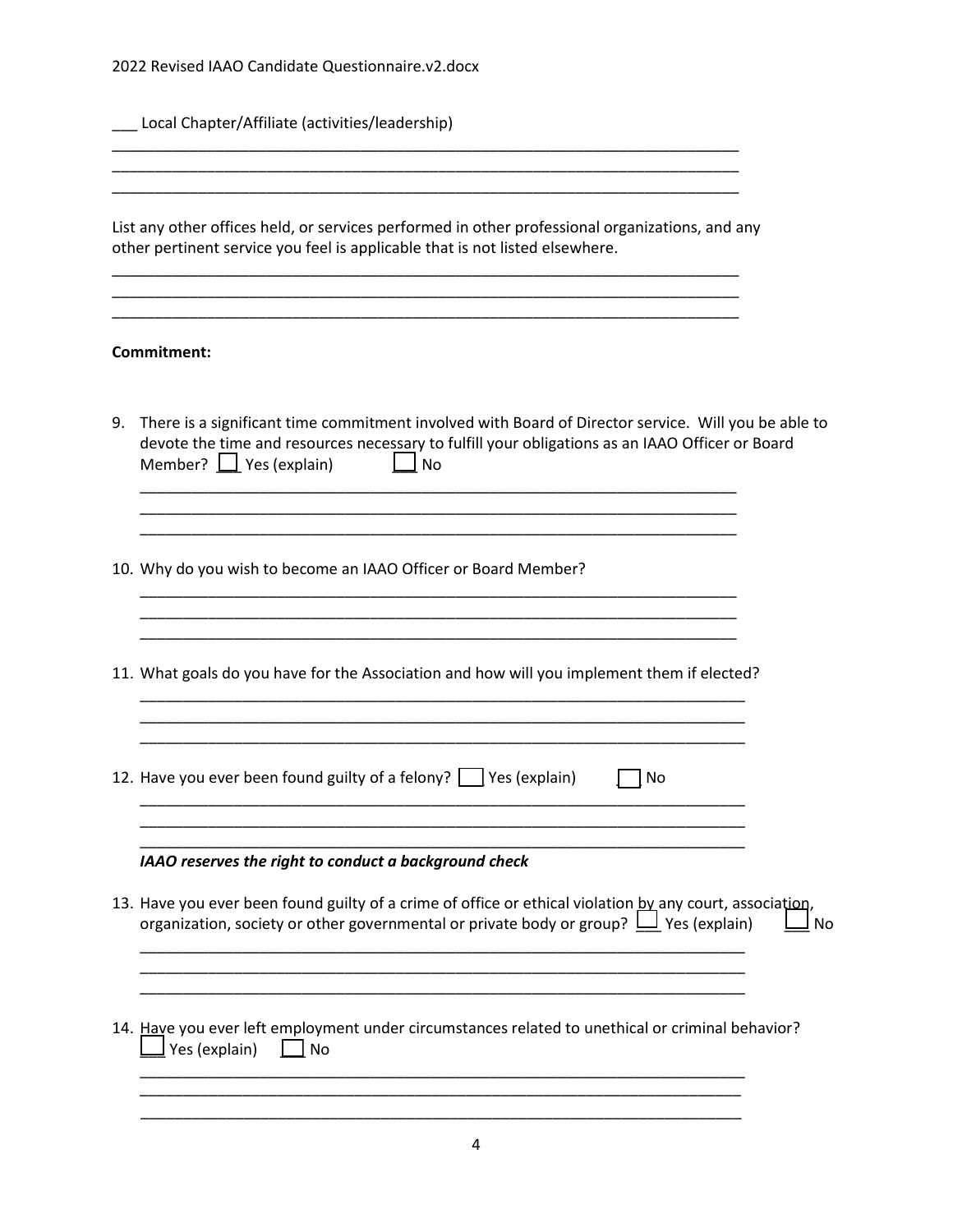___ Local Chapter/Affiliate (activities/leadership)

______________________________________________________________________________
______________________________________________________________________________
______________________________________________________________________________

List any other offices held, or services performed in other professional organizations, and any other pertinent service you feel is applicable that is not listed elsewhere.

______________________________________________________________________________
______________________________________________________________________________
______________________________________________________________________________

**Commitment:**

9. There is a significant time commitment involved with Board of Director service. Will you be able to devote the time and resources necessary to fulfill your obligations as an IAAO Officer or Board Member? ☐ Yes (explain) ☐ No

   ___________________________________________________________________________
   ___________________________________________________________________________
   ___________________________________________________________________________

10. Why do you wish to become an IAAO Officer or Board Member?

   ___________________________________________________________________________
   ___________________________________________________________________________
   ___________________________________________________________________________

11. What goals do you have for the Association and how will you implement them if elected?

   ___________________________________________________________________________
   ___________________________________________________________________________
   ___________________________________________________________________________

12. Have you ever been found guilty of a felony? ☐ Yes (explain) ☐ No

   ___________________________________________________________________________
   ___________________________________________________________________________
   ___________________________________________________________________________

***IAAO reserves the right to conduct a background check***

13. Have you ever been found guilty of a crime of office or ethical violation by any court, association, organization, society or other governmental or private body or group? ☐ Yes (explain) ☐ No

   ___________________________________________________________________________
   ___________________________________________________________________________
   ___________________________________________________________________________

14. Have you ever left employment under circumstances related to unethical or criminal behavior? ☐ Yes (explain) ☐ No

   ___________________________________________________________________________
   ___________________________________________________________________________
   ___________________________________________________________________________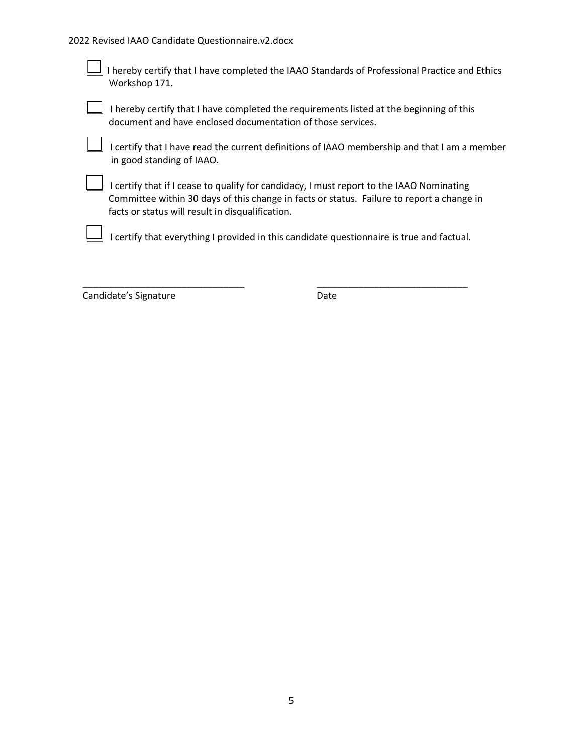- [ ] I hereby certify that I have completed the IAAO Standards of Professional Practice and Ethics Workshop 171.

- [ ] I hereby certify that I have completed the requirements listed at the beginning of this document and have enclosed documentation of those services.

- [ ] I certify that I have read the current definitions of IAAO membership and that I am a member in good standing of IAAO.

- [ ] I certify that if I cease to qualify for candidacy, I must report to the IAAO Nominating Committee within 30 days of this change in facts or status. Failure to report a change in facts or status will result in disqualification.

- [ ] I certify that everything I provided in this candidate questionnaire is true and factual.

________________________________ &nbsp;&nbsp;&nbsp;&nbsp;&nbsp;&nbsp;&nbsp;&nbsp; ______________________________

Candidate's Signature &nbsp;&nbsp;&nbsp;&nbsp;&nbsp;&nbsp;&nbsp;&nbsp; Date